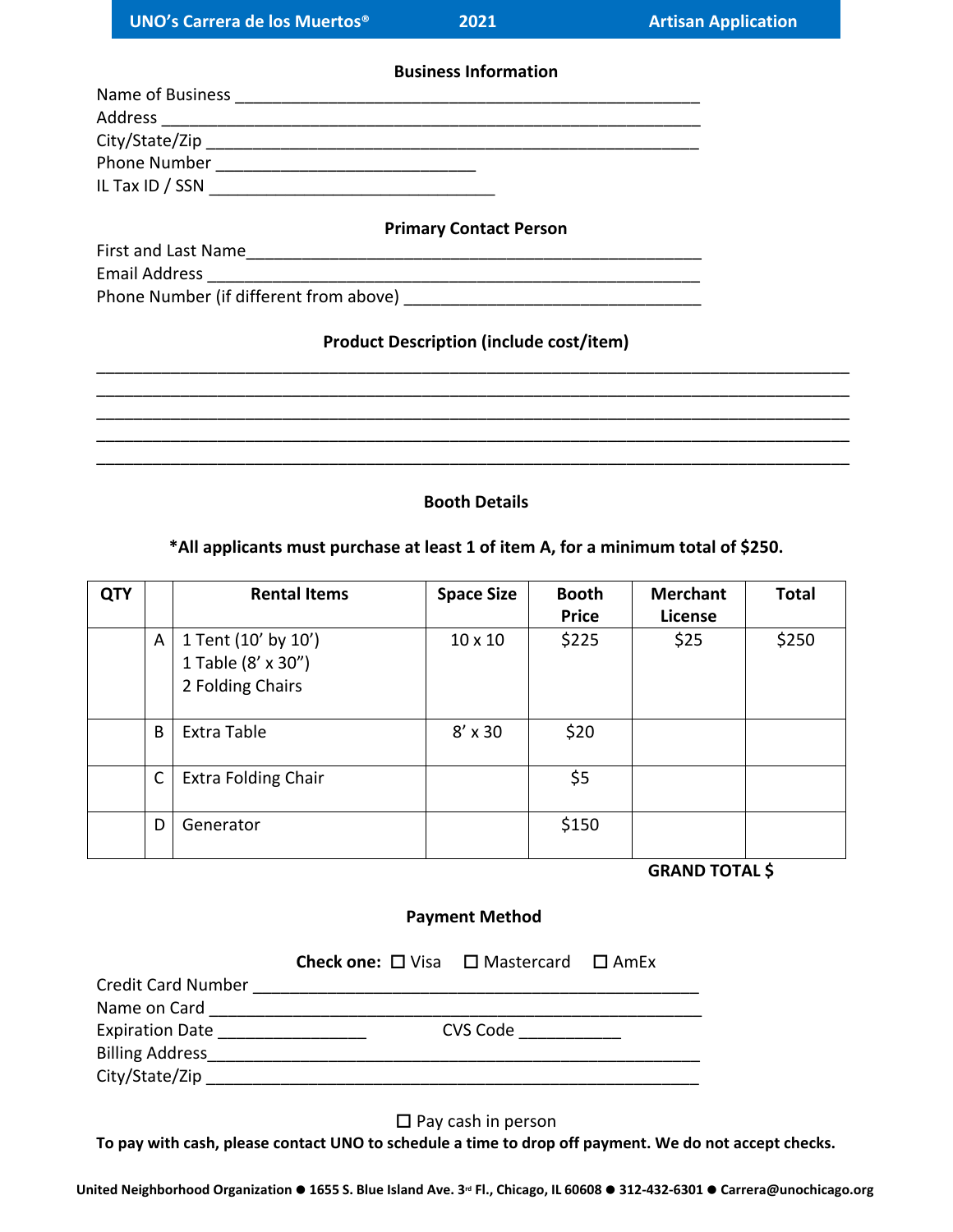**UNO's Carrera de los Muertos® 2021 Artisan Application**

## Business Information

Name of Business ___________________________________________________

Address ___________________________________________________

City/State/Zip ___________________________________________________

Phone Number ____________________________

IL Tax ID / SSN _______________________________

## Primary Contact Person

First and Last Name___________________________________________________

Email Address ___________________________________________________

Phone Number (if different from above) ________________________________

## Product Description (include cost/item)

_____________________________________________________________________________

_____________________________________________________________________________

_____________________________________________________________________________

_____________________________________________________________________________

_____________________________________________________________________________

## Booth Details

**\*All applicants must purchase at least 1 of item A, for a minimum total of $250.**

| QTY | | Rental Items | Space Size | Booth Price | Merchant License | Total |
|---|---|---|---|---|---|---|
| | A | 1 Tent (10' by 10')<br>1 Table (8' x 30")<br>2 Folding Chairs | 10 x 10 | $225 | $25 | $250 |
| | B | Extra Table | 8' x 30 | $20 | | |
| | C | Extra Folding Chair | | $5 | | |
| | D | Generator | | $150 | | |

**GRAND TOTAL $**

## Payment Method

**Check one:** ☐ Visa ☐ Mastercard ☐ AmEx

Credit Card Number ___________________________________________________

Name on Card ___________________________________________________

Expiration Date ________________ CVS Code ___________

Billing Address___________________________________________________

City/State/Zip ___________________________________________________

☐ Pay cash in person

**To pay with cash, please contact UNO to schedule a time to drop off payment. We do not accept checks.**

**United Neighborhood Organization ● 1655 S. Blue Island Ave. 3rd Fl., Chicago, IL 60608 ● 312-432-6301 ● Carrera@unochicago.org**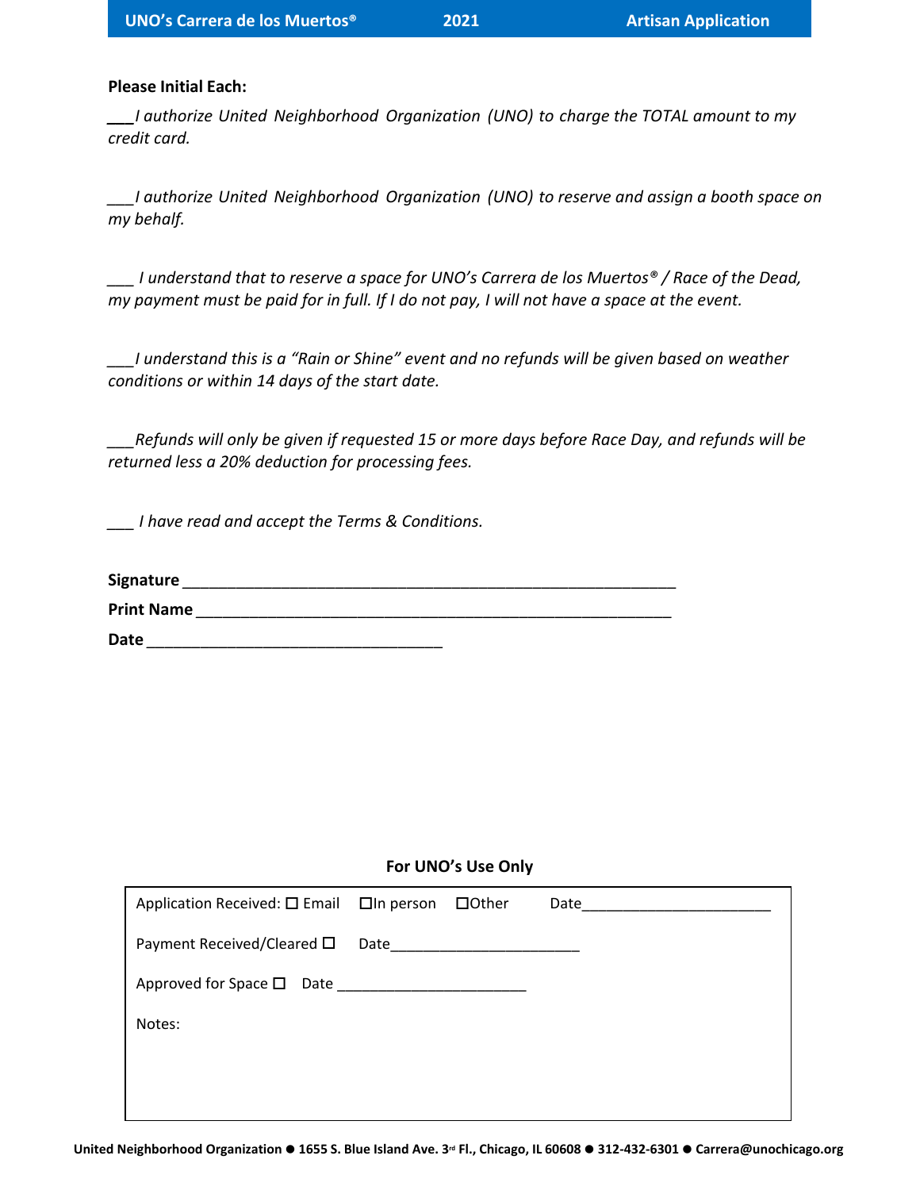**Please Initial Each:**

___*I authorize United Neighborhood Organization (UNO) to charge the TOTAL amount to my credit card.*

___*I authorize United Neighborhood Organization (UNO) to reserve and assign a booth space on my behalf.*

___ *I understand that to reserve a space for UNO's Carrera de los Muertos® / Race of the Dead, my payment must be paid for in full. If I do not pay, I will not have a space at the event.*

___*I understand this is a "Rain or Shine" event and no refunds will be given based on weather conditions or within 14 days of the start date.*

___*Refunds will only be given if requested 15 or more days before Race Day, and refunds will be returned less a 20% deduction for processing fees.*

___ *I have read and accept the Terms & Conditions.*

**Signature** ___________________________________________

**Print Name** ___________________________________________

**Date** ___________________________

**For UNO's Use Only**

Application Received: ☐ Email ☐In person ☐Other Date______________________

Payment Received/Cleared ☐ Date______________________

Approved for Space ☐ Date ______________________

Notes:

United Neighborhood Organization ● 1655 S. Blue Island Ave. 3rd Fl., Chicago, IL 60608 ● 312-432-6301 ● Carrera@unochicago.org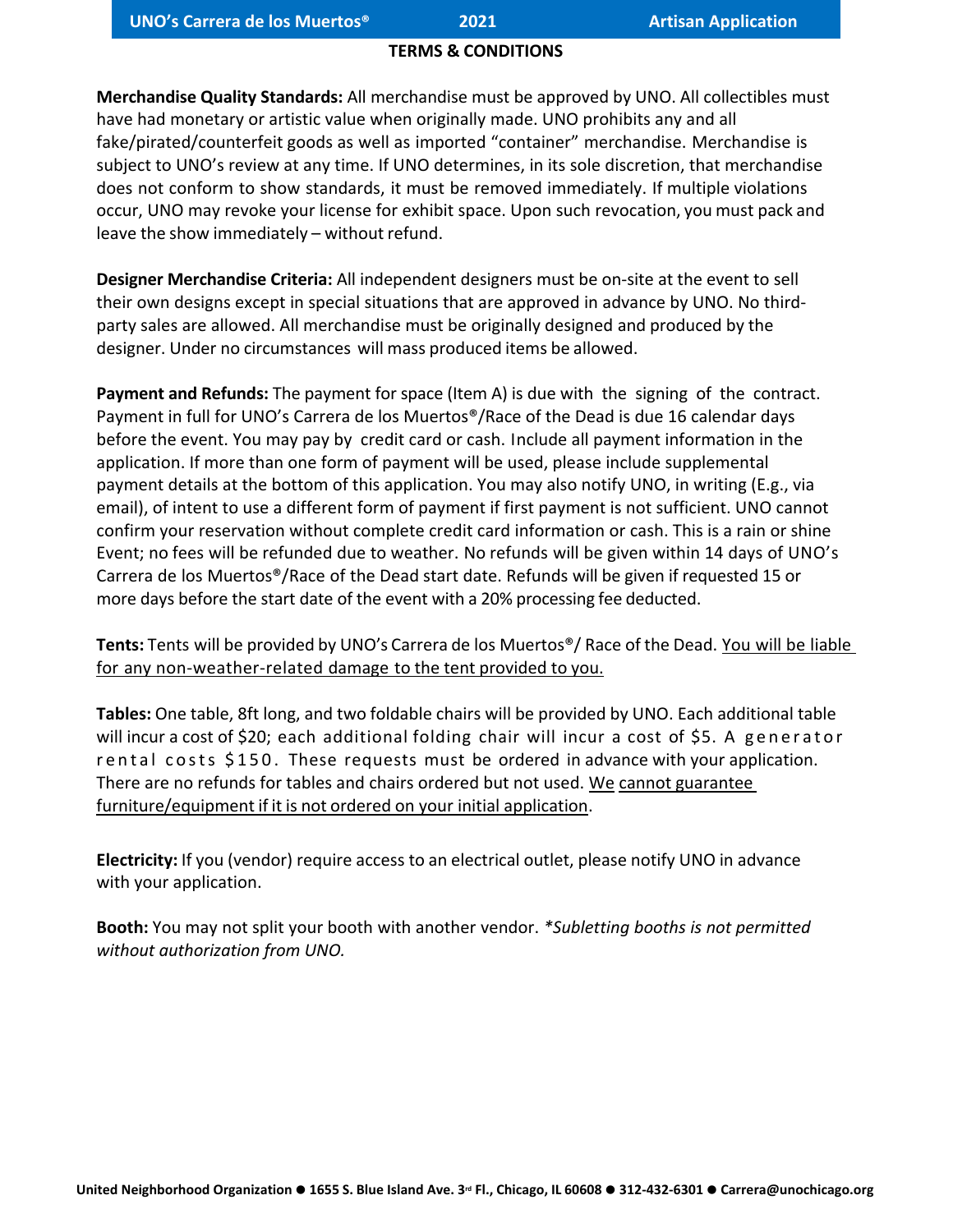## TERMS & CONDITIONS

**Merchandise Quality Standards:** All merchandise must be approved by UNO. All collectibles must have had monetary or artistic value when originally made. UNO prohibits any and all fake/pirated/counterfeit goods as well as imported "container" merchandise. Merchandise is subject to UNO's review at any time. If UNO determines, in its sole discretion, that merchandise does not conform to show standards, it must be removed immediately. If multiple violations occur, UNO may revoke your license for exhibit space. Upon such revocation, you must pack and leave the show immediately – without refund.

**Designer Merchandise Criteria:** All independent designers must be on-site at the event to sell their own designs except in special situations that are approved in advance by UNO. No third-party sales are allowed. All merchandise must be originally designed and produced by the designer. Under no circumstances will mass produced items be allowed.

**Payment and Refunds:** The payment for space (Item A) is due with the signing of the contract. Payment in full for UNO's Carrera de los Muertos®/Race of the Dead is due 16 calendar days before the event. You may pay by credit card or cash. Include all payment information in the application. If more than one form of payment will be used, please include supplemental payment details at the bottom of this application. You may also notify UNO, in writing (E.g., via email), of intent to use a different form of payment if first payment is not sufficient. UNO cannot confirm your reservation without complete credit card information or cash. This is a rain or shine Event; no fees will be refunded due to weather. No refunds will be given within 14 days of UNO's Carrera de los Muertos®/Race of the Dead start date. Refunds will be given if requested 15 or more days before the start date of the event with a 20% processing fee deducted.

**Tents:** Tents will be provided by UNO's Carrera de los Muertos®/ Race of the Dead. You will be liable for any non-weather-related damage to the tent provided to you.

**Tables:** One table, 8ft long, and two foldable chairs will be provided by UNO. Each additional table will incur a cost of $20; each additional folding chair will incur a cost of $5. A generator rental costs $150. These requests must be ordered in advance with your application. There are no refunds for tables and chairs ordered but not used. We cannot guarantee furniture/equipment if it is not ordered on your initial application.

**Electricity:** If you (vendor) require access to an electrical outlet, please notify UNO in advance with your application.

**Booth:** You may not split your booth with another vendor. *\*Subletting booths is not permitted without authorization from UNO.*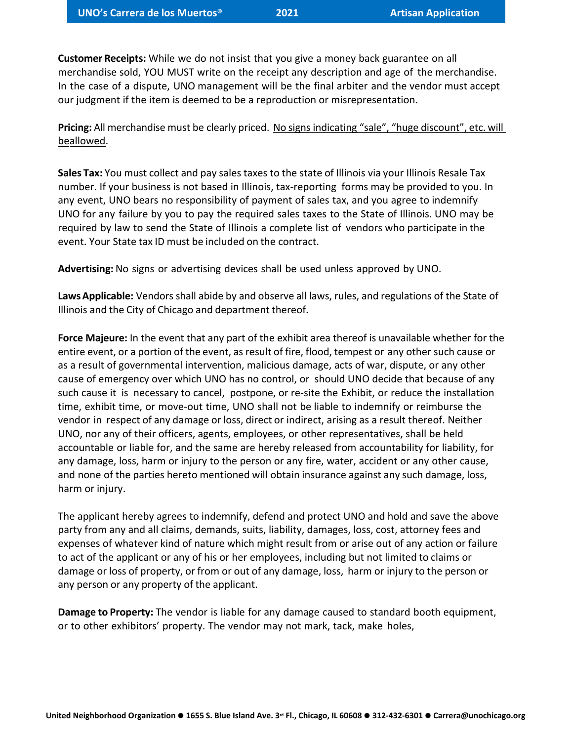**Customer Receipts:** While we do not insist that you give a money back guarantee on all merchandise sold, YOU MUST write on the receipt any description and age of the merchandise. In the case of a dispute, UNO management will be the final arbiter and the vendor must accept our judgment if the item is deemed to be a reproduction or misrepresentation.

**Pricing:** All merchandise must be clearly priced. No signs indicating "sale", "huge discount", etc. will beallowed.

**Sales Tax:** You must collect and pay sales taxes to the state of Illinois via your Illinois Resale Tax number. If your business is not based in Illinois, tax-reporting forms may be provided to you. In any event, UNO bears no responsibility of payment of sales tax, and you agree to indemnify UNO for any failure by you to pay the required sales taxes to the State of Illinois. UNO may be required by law to send the State of Illinois a complete list of vendors who participate in the event. Your State tax ID must be included on the contract.

**Advertising:** No signs or advertising devices shall be used unless approved by UNO.

**Laws Applicable:** Vendors shall abide by and observe all laws, rules, and regulations of the State of Illinois and the City of Chicago and department thereof.

**Force Majeure:** In the event that any part of the exhibit area thereof is unavailable whether for the entire event, or a portion of the event, as result of fire, flood, tempest or any other such cause or as a result of governmental intervention, malicious damage, acts of war, dispute, or any other cause of emergency over which UNO has no control, or should UNO decide that because of any such cause it is necessary to cancel, postpone, or re-site the Exhibit, or reduce the installation time, exhibit time, or move-out time, UNO shall not be liable to indemnify or reimburse the vendor in respect of any damage or loss, direct or indirect, arising as a result thereof. Neither UNO, nor any of their officers, agents, employees, or other representatives, shall be held accountable or liable for, and the same are hereby released from accountability for liability, for any damage, loss, harm or injury to the person or any fire, water, accident or any other cause, and none of the parties hereto mentioned will obtain insurance against any such damage, loss, harm or injury.

The applicant hereby agrees to indemnify, defend and protect UNO and hold and save the above party from any and all claims, demands, suits, liability, damages, loss, cost, attorney fees and expenses of whatever kind of nature which might result from or arise out of any action or failure to act of the applicant or any of his or her employees, including but not limited to claims or damage or loss of property, or from or out of any damage, loss, harm or injury to the person or any person or any property of the applicant.

**Damage to Property:** The vendor is liable for any damage caused to standard booth equipment, or to other exhibitors' property. The vendor may not mark, tack, make holes,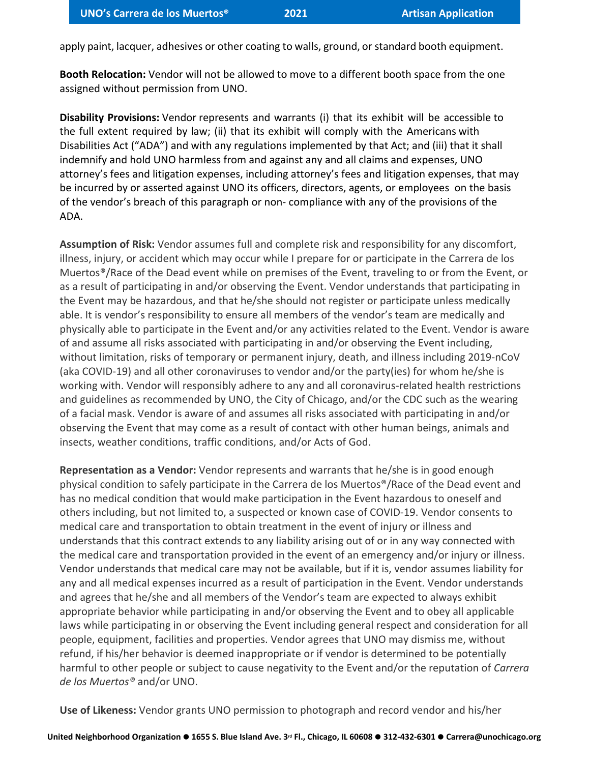apply paint, lacquer, adhesives or other coating to walls, ground, or standard booth equipment.

**Booth Relocation:** Vendor will not be allowed to move to a different booth space from the one assigned without permission from UNO.

**Disability Provisions:** Vendor represents and warrants (i) that its exhibit will be accessible to the full extent required by law; (ii) that its exhibit will comply with the Americans with Disabilities Act ("ADA") and with any regulations implemented by that Act; and (iii) that it shall indemnify and hold UNO harmless from and against any and all claims and expenses, UNO attorney's fees and litigation expenses, including attorney's fees and litigation expenses, that may be incurred by or asserted against UNO its officers, directors, agents, or employees on the basis of the vendor's breach of this paragraph or non- compliance with any of the provisions of the ADA.

**Assumption of Risk:** Vendor assumes full and complete risk and responsibility for any discomfort, illness, injury, or accident which may occur while I prepare for or participate in the Carrera de los Muertos®/Race of the Dead event while on premises of the Event, traveling to or from the Event, or as a result of participating in and/or observing the Event. Vendor understands that participating in the Event may be hazardous, and that he/she should not register or participate unless medically able. It is vendor's responsibility to ensure all members of the vendor's team are medically and physically able to participate in the Event and/or any activities related to the Event. Vendor is aware of and assume all risks associated with participating in and/or observing the Event including, without limitation, risks of temporary or permanent injury, death, and illness including 2019-nCoV (aka COVID-19) and all other coronaviruses to vendor and/or the party(ies) for whom he/she is working with. Vendor will responsibly adhere to any and all coronavirus-related health restrictions and guidelines as recommended by UNO, the City of Chicago, and/or the CDC such as the wearing of a facial mask. Vendor is aware of and assumes all risks associated with participating in and/or observing the Event that may come as a result of contact with other human beings, animals and insects, weather conditions, traffic conditions, and/or Acts of God.

**Representation as a Vendor:** Vendor represents and warrants that he/she is in good enough physical condition to safely participate in the Carrera de los Muertos®/Race of the Dead event and has no medical condition that would make participation in the Event hazardous to oneself and others including, but not limited to, a suspected or known case of COVID-19. Vendor consents to medical care and transportation to obtain treatment in the event of injury or illness and understands that this contract extends to any liability arising out of or in any way connected with the medical care and transportation provided in the event of an emergency and/or injury or illness. Vendor understands that medical care may not be available, but if it is, vendor assumes liability for any and all medical expenses incurred as a result of participation in the Event. Vendor understands and agrees that he/she and all members of the Vendor's team are expected to always exhibit appropriate behavior while participating in and/or observing the Event and to obey all applicable laws while participating in or observing the Event including general respect and consideration for all people, equipment, facilities and properties. Vendor agrees that UNO may dismiss me, without refund, if his/her behavior is deemed inappropriate or if vendor is determined to be potentially harmful to other people or subject to cause negativity to the Event and/or the reputation of *Carrera de los Muertos®* and/or UNO.

**Use of Likeness:** Vendor grants UNO permission to photograph and record vendor and his/her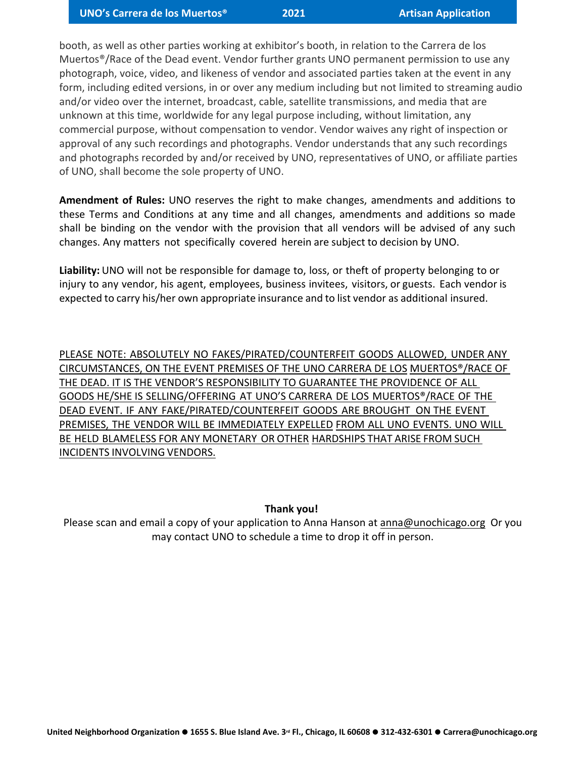booth, as well as other parties working at exhibitor's booth, in relation to the Carrera de los Muertos®/Race of the Dead event. Vendor further grants UNO permanent permission to use any photograph, voice, video, and likeness of vendor and associated parties taken at the event in any form, including edited versions, in or over any medium including but not limited to streaming audio and/or video over the internet, broadcast, cable, satellite transmissions, and media that are unknown at this time, worldwide for any legal purpose including, without limitation, any commercial purpose, without compensation to vendor. Vendor waives any right of inspection or approval of any such recordings and photographs. Vendor understands that any such recordings and photographs recorded by and/or received by UNO, representatives of UNO, or affiliate parties of UNO, shall become the sole property of UNO.

**Amendment of Rules:** UNO reserves the right to make changes, amendments and additions to these Terms and Conditions at any time and all changes, amendments and additions so made shall be binding on the vendor with the provision that all vendors will be advised of any such changes. Any matters not specifically covered herein are subject to decision by UNO.

**Liability:** UNO will not be responsible for damage to, loss, or theft of property belonging to or injury to any vendor, his agent, employees, business invitees, visitors, or guests. Each vendor is expected to carry his/her own appropriate insurance and to list vendor as additional insured.

<u>PLEASE NOTE: ABSOLUTELY NO FAKES/PIRATED/COUNTERFEIT GOODS ALLOWED, UNDER ANY CIRCUMSTANCES, ON THE EVENT PREMISES OF THE UNO CARRERA DE LOS MUERTOS®/RACE OF THE DEAD. IT IS THE VENDOR'S RESPONSIBILITY TO GUARANTEE THE PROVIDENCE OF ALL GOODS HE/SHE IS SELLING/OFFERING AT UNO'S CARRERA DE LOS MUERTOS®/RACE OF THE DEAD EVENT. IF ANY FAKE/PIRATED/COUNTERFEIT GOODS ARE BROUGHT ON THE EVENT PREMISES, THE VENDOR WILL BE IMMEDIATELY EXPELLED FROM ALL UNO EVENTS. UNO WILL BE HELD BLAMELESS FOR ANY MONETARY OR OTHER HARDSHIPS THAT ARISE FROM SUCH INCIDENTS INVOLVING VENDORS.</u>

**Thank you!**

Please scan and email a copy of your application to Anna Hanson at anna@unochicago.org Or you may contact UNO to schedule a time to drop it off in person.